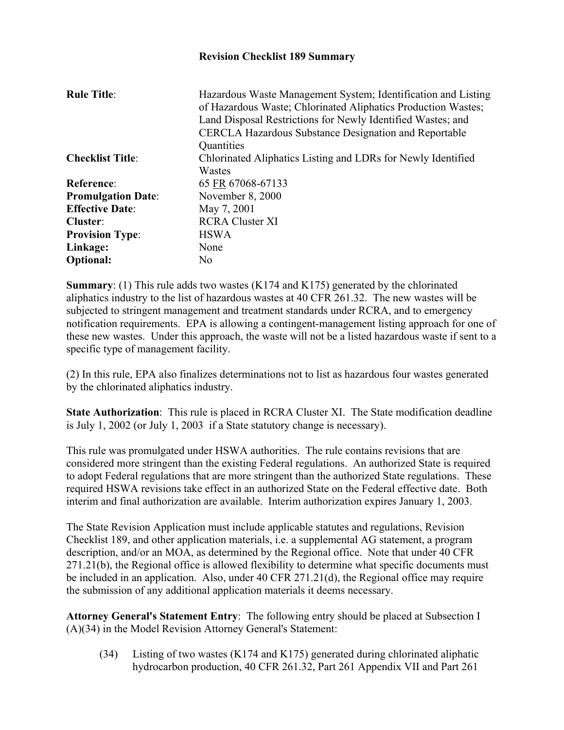# Revision Checklist 189 Summary

| | |
|---|---|
| **Rule Title**: | Hazardous Waste Management System; Identification and Listing of Hazardous Waste; Chlorinated Aliphatics Production Wastes; Land Disposal Restrictions for Newly Identified Wastes; and CERCLA Hazardous Substance Designation and Reportable Quantities |
| **Checklist Title**: | Chlorinated Aliphatics Listing and LDRs for Newly Identified Wastes |
| **Reference**: | 65 FR 67068-67133 |
| **Promulgation Date**: | November 8, 2000 |
| **Effective Date**: | May 7, 2001 |
| **Cluster**: | RCRA Cluster XI |
| **Provision Type**: | HSWA |
| **Linkage:** | None |
| **Optional:** | No |

**Summary**: (1) This rule adds two wastes (K174 and K175) generated by the chlorinated aliphatics industry to the list of hazardous wastes at 40 CFR 261.32. The new wastes will be subjected to stringent management and treatment standards under RCRA, and to emergency notification requirements. EPA is allowing a contingent-management listing approach for one of these new wastes. Under this approach, the waste will not be a listed hazardous waste if sent to a specific type of management facility.

(2) In this rule, EPA also finalizes determinations not to list as hazardous four wastes generated by the chlorinated aliphatics industry.

**State Authorization**: This rule is placed in RCRA Cluster XI. The State modification deadline is July 1, 2002 (or July 1, 2003 if a State statutory change is necessary).

This rule was promulgated under HSWA authorities. The rule contains revisions that are considered more stringent than the existing Federal regulations. An authorized State is required to adopt Federal regulations that are more stringent than the authorized State regulations. These required HSWA revisions take effect in an authorized State on the Federal effective date. Both interim and final authorization are available. Interim authorization expires January 1, 2003.

The State Revision Application must include applicable statutes and regulations, Revision Checklist 189, and other application materials, i.e. a supplemental AG statement, a program description, and/or an MOA, as determined by the Regional office. Note that under 40 CFR 271.21(b), the Regional office is allowed flexibility to determine what specific documents must be included in an application. Also, under 40 CFR 271.21(d), the Regional office may require the submission of any additional application materials it deems necessary.

**Attorney General's Statement Entry**: The following entry should be placed at Subsection I (A)(34) in the Model Revision Attorney General's Statement:

(34) Listing of two wastes (K174 and K175) generated during chlorinated aliphatic hydrocarbon production, 40 CFR 261.32, Part 261 Appendix VII and Part 261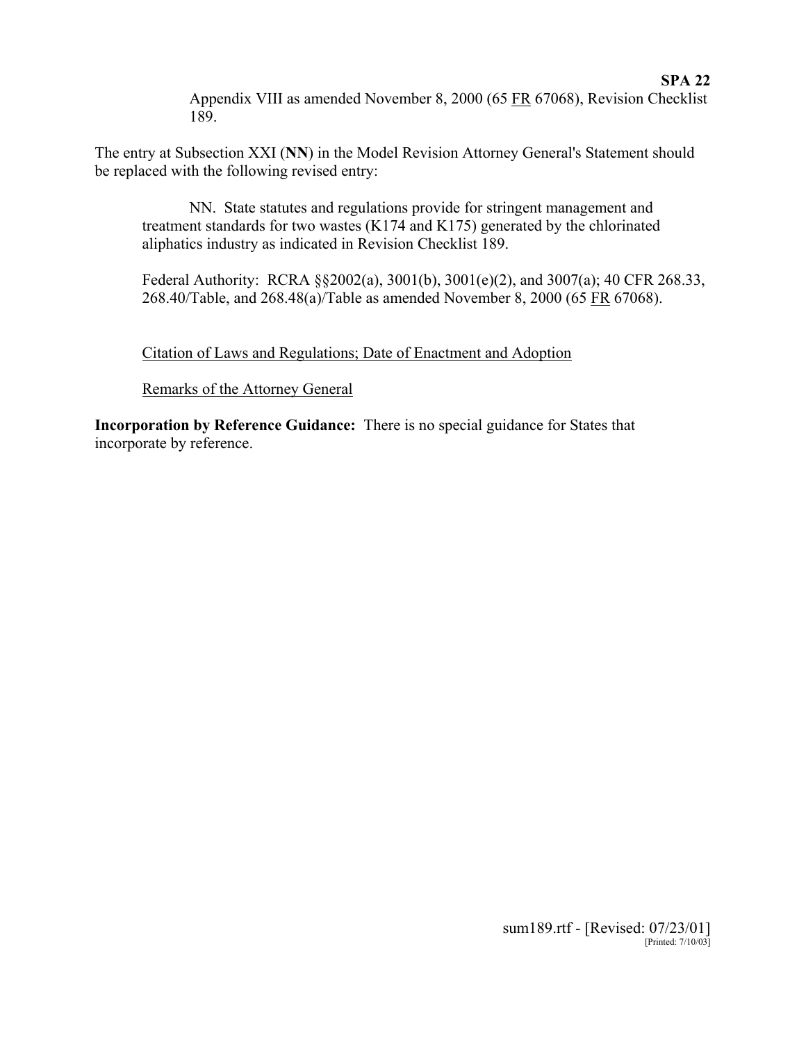Appendix VIII as amended November 8, 2000 (65 FR 67068), Revision Checklist 189.

The entry at Subsection XXI (**NN**) in the Model Revision Attorney General's Statement should be replaced with the following revised entry:

> NN. State statutes and regulations provide for stringent management and treatment standards for two wastes (K174 and K175) generated by the chlorinated aliphatics industry as indicated in Revision Checklist 189.
>
> Federal Authority: RCRA §§2002(a), 3001(b), 3001(e)(2), and 3007(a); 40 CFR 268.33, 268.40/Table, and 268.48(a)/Table as amended November 8, 2000 (65 FR 67068).
>
> Citation of Laws and Regulations; Date of Enactment and Adoption
>
> Remarks of the Attorney General

**Incorporation by Reference Guidance:** There is no special guidance for States that incorporate by reference.